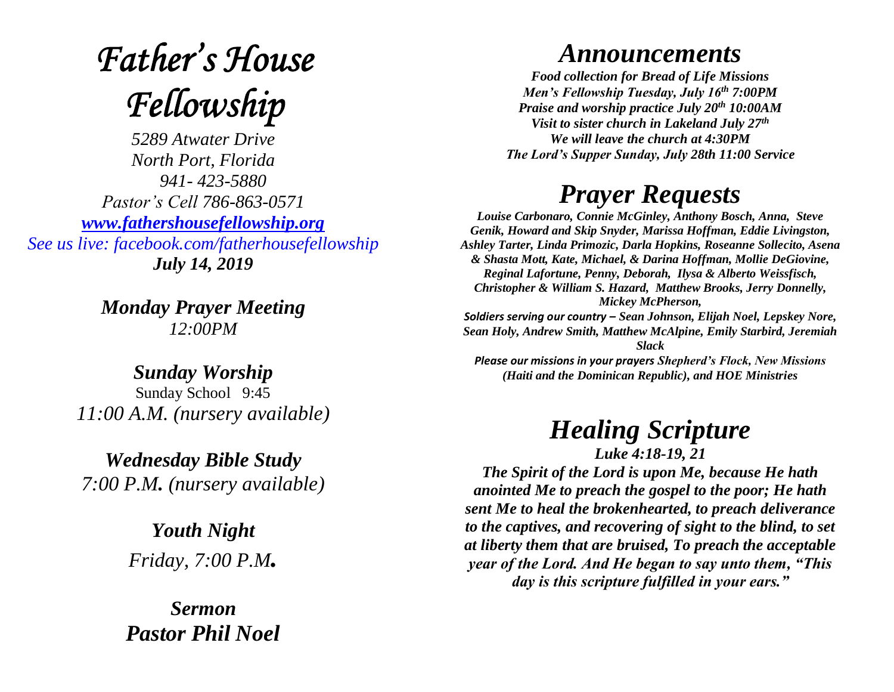# *Father's House Fellowship*

*5289 Atwater Drive*
*North Port, Florida*
*941- 423-5880*
*Pastor's Cell 786-863-0571*
*[www.fathershousefellowship.org](http://www.fathershousefellowship.org)*
*See us live: facebook.com/fatherhousefellowship*
***July 14, 2019***

***Monday Prayer Meeting***
*12:00PM*

***Sunday Worship***
Sunday School 9:45
*11:00 A.M. (nursery available)*

***Wednesday Bible Study***
*7:00 P.M. (nursery available)*

***Youth Night***
*Friday, 7:00 P.M.*

***Sermon***
***Pastor Phil Noel***

## *Announcements*

***Food collection for Bread of Life Missions***
***Men's Fellowship Tuesday, July 16th 7:00PM***
***Praise and worship practice July 20th 10:00AM***
***Visit to sister church in Lakeland July 27th***
***We will leave the church at 4:30PM***
***The Lord's Supper Sunday, July 28th 11:00 Service***

## *Prayer Requests*

***Louise Carbonaro, Connie McGinley, Anthony Bosch, Anna, Steve Genik, Howard and Skip Snyder, Marissa Hoffman, Eddie Livingston, Ashley Tarter, Linda Primozic, Darla Hopkins, Roseanne Sollecito, Asena & Shasta Mott, Kate, Michael, & Darina Hoffman, Mollie DeGiovine, Reginal Lafortune, Penny, Deborah, Ilysa & Alberto Weissfisch, Christopher & William S. Hazard, Matthew Brooks, Jerry Donnelly, Mickey McPherson,***
***Soldiers serving our country – Sean Johnson, Elijah Noel, Lepskey Nore, Sean Holy, Andrew Smith, Matthew McAlpine, Emily Starbird, Jeremiah Slack***
***Please our missions in your prayers Shepherd's Flock, New Missions (Haiti and the Dominican Republic), and HOE Ministries***

## *Healing Scripture*

***Luke 4:18-19, 21***
***The Spirit of the Lord is upon Me, because He hath anointed Me to preach the gospel to the poor; He hath sent Me to heal the brokenhearted, to preach deliverance to the captives, and recovering of sight to the blind, to set at liberty them that are bruised, To preach the acceptable year of the Lord. And He began to say unto them, "This day is this scripture fulfilled in your ears."***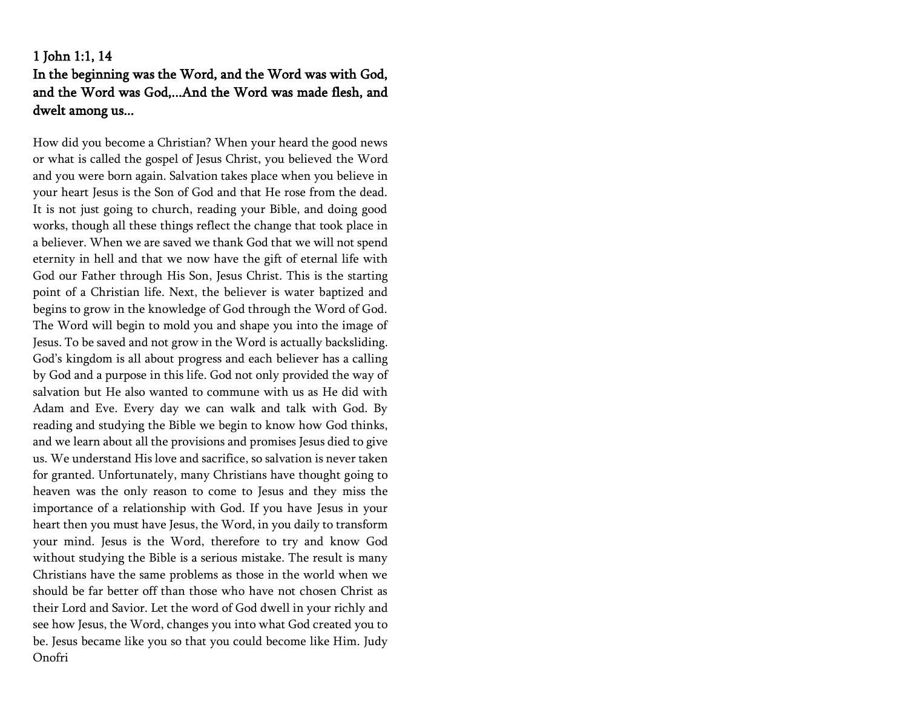**1 John 1:1, 14**
**In the beginning was the Word, and the Word was with God, and the Word was God,...And the Word was made flesh, and dwelt among us...**

How did you become a Christian? When your heard the good news or what is called the gospel of Jesus Christ, you believed the Word and you were born again. Salvation takes place when you believe in your heart Jesus is the Son of God and that He rose from the dead. It is not just going to church, reading your Bible, and doing good works, though all these things reflect the change that took place in a believer. When we are saved we thank God that we will not spend eternity in hell and that we now have the gift of eternal life with God our Father through His Son, Jesus Christ. This is the starting point of a Christian life. Next, the believer is water baptized and begins to grow in the knowledge of God through the Word of God. The Word will begin to mold you and shape you into the image of Jesus. To be saved and not grow in the Word is actually backsliding. God's kingdom is all about progress and each believer has a calling by God and a purpose in this life. God not only provided the way of salvation but He also wanted to commune with us as He did with Adam and Eve. Every day we can walk and talk with God. By reading and studying the Bible we begin to know how God thinks, and we learn about all the provisions and promises Jesus died to give us. We understand His love and sacrifice, so salvation is never taken for granted. Unfortunately, many Christians have thought going to heaven was the only reason to come to Jesus and they miss the importance of a relationship with God. If you have Jesus in your heart then you must have Jesus, the Word, in you daily to transform your mind. Jesus is the Word, therefore to try and know God without studying the Bible is a serious mistake. The result is many Christians have the same problems as those in the world when we should be far better off than those who have not chosen Christ as their Lord and Savior. Let the word of God dwell in your richly and see how Jesus, the Word, changes you into what God created you to be. Jesus became like you so that you could become like Him. Judy Onofri